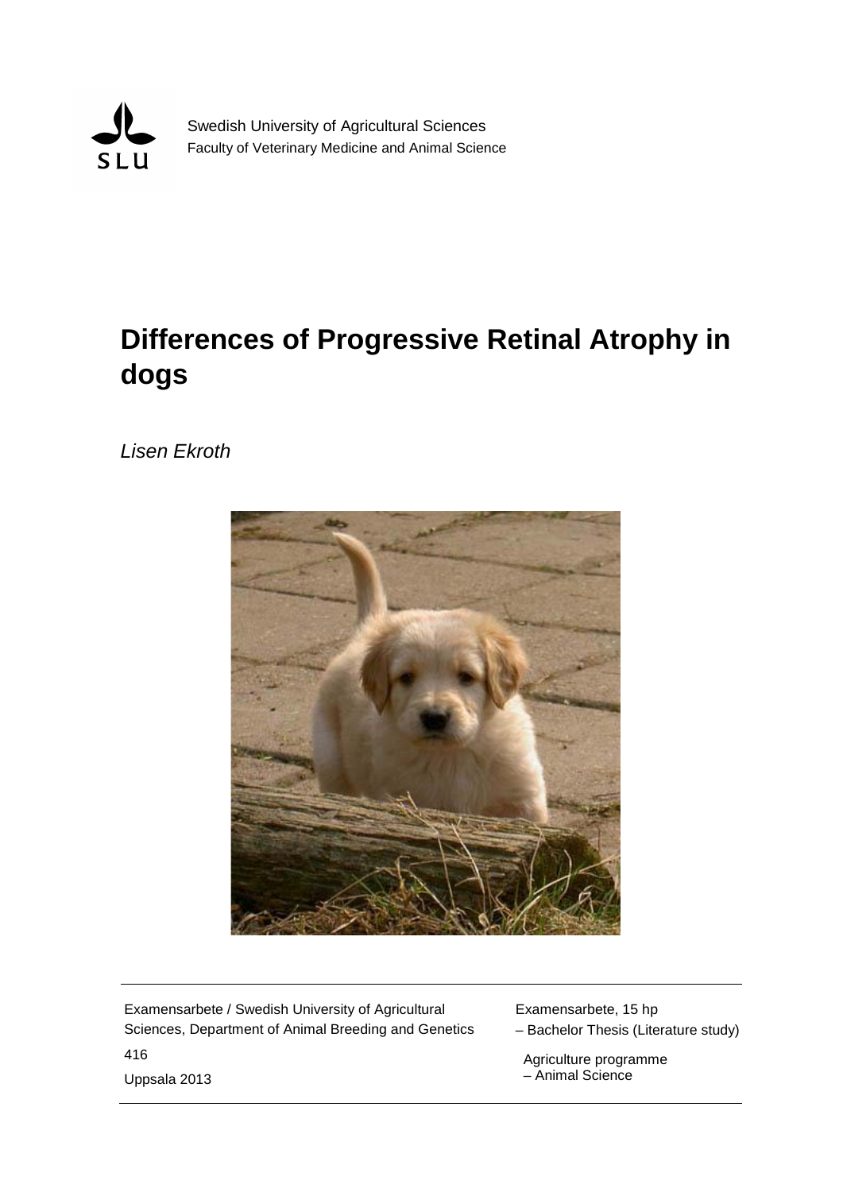Swedish University of Agricultural Sciences
Faculty of Veterinary Medicine and Animal Science

# Differences of Progressive Retinal Atrophy in dogs

*Lisen Ekroth*

Examensarbete / Swedish University of Agricultural Sciences, Department of Animal Breeding and Genetics

416

Uppsala 2013

Examensarbete, 15 hp
– Bachelor Thesis (Literature study)

Agriculture programme
– Animal Science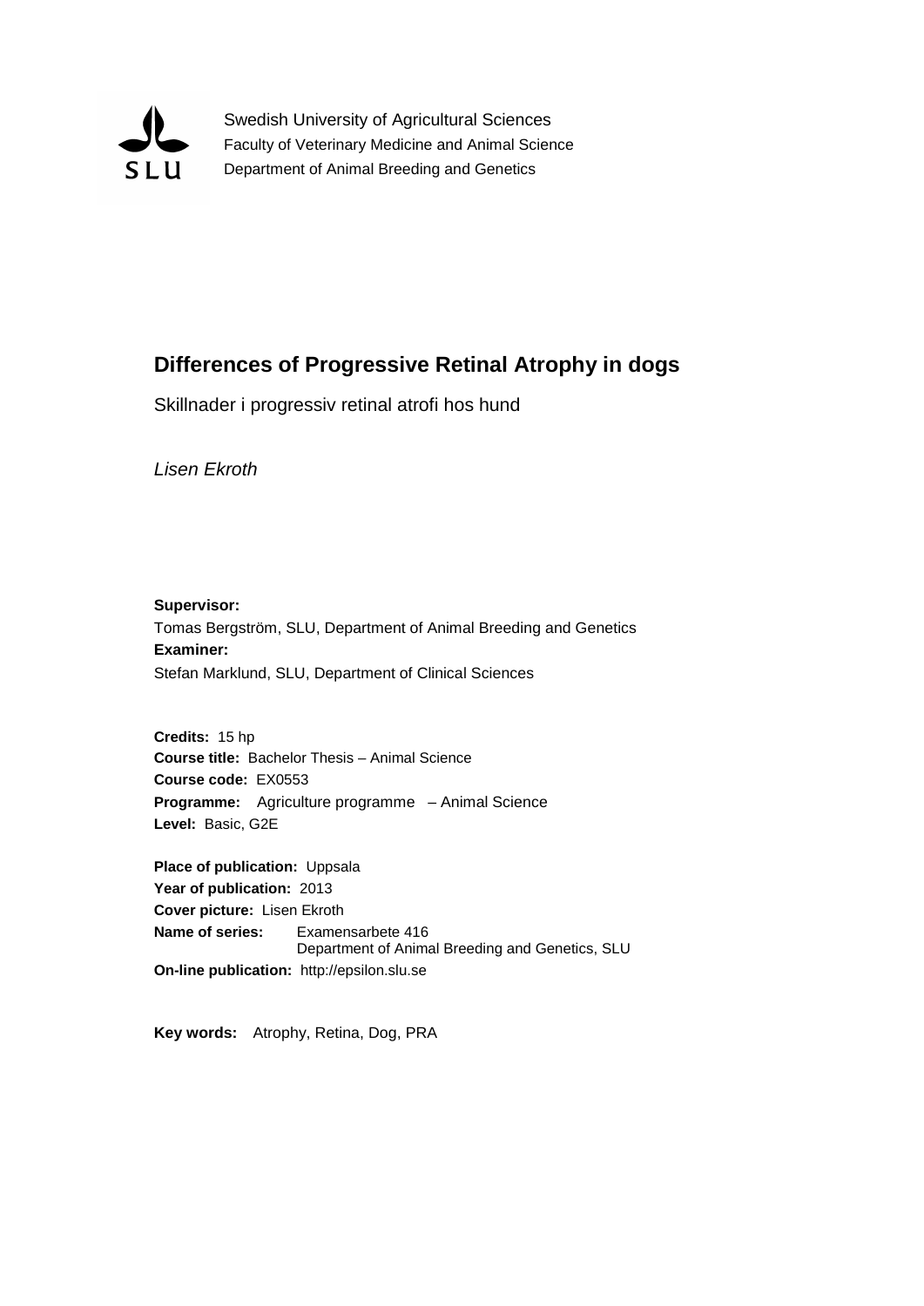Swedish University of Agricultural Sciences
Faculty of Veterinary Medicine and Animal Science
Department of Animal Breeding and Genetics

# Differences of Progressive Retinal Atrophy in dogs

Skillnader i progressiv retinal atrofi hos hund

*Lisen Ekroth*

**Supervisor:**
Tomas Bergström, SLU, Department of Animal Breeding and Genetics
**Examiner:**
Stefan Marklund, SLU, Department of Clinical Sciences

**Credits:** 15 hp
**Course title:** Bachelor Thesis – Animal Science
**Course code:** EX0553
**Programme:** Agriculture programme – Animal Science
**Level:** Basic, G2E

**Place of publication:** Uppsala
**Year of publication:** 2013
**Cover picture:** Lisen Ekroth
**Name of series:** Examensarbete 416
Department of Animal Breeding and Genetics, SLU
**On-line publication:** http://epsilon.slu.se

**Key words:** Atrophy, Retina, Dog, PRA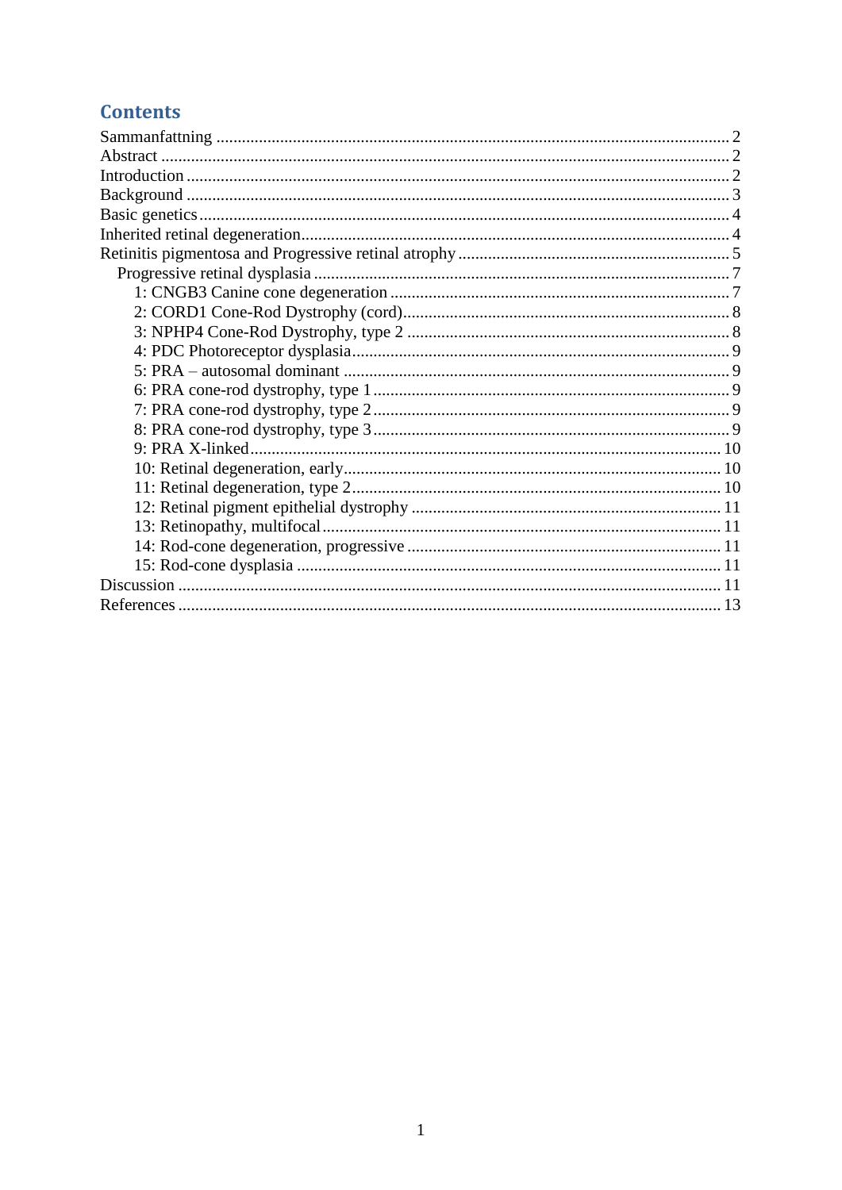# Contents

- Sammanfattning ..... 2
- Abstract ..... 2
- Introduction ..... 2
- Background ..... 3
- Basic genetics ..... 4
- Inherited retinal degeneration ..... 4
- Retinitis pigmentosa and Progressive retinal atrophy ..... 5
  - Progressive retinal dysplasia ..... 7
    - 1: CNGB3 Canine cone degeneration ..... 7
    - 2: CORD1 Cone-Rod Dystrophy (cord) ..... 8
    - 3: NPHP4 Cone-Rod Dystrophy, type 2 ..... 8
    - 4: PDC Photoreceptor dysplasia ..... 9
    - 5: PRA – autosomal dominant ..... 9
    - 6: PRA cone-rod dystrophy, type 1 ..... 9
    - 7: PRA cone-rod dystrophy, type 2 ..... 9
    - 8: PRA cone-rod dystrophy, type 3 ..... 9
    - 9: PRA X-linked ..... 10
    - 10: Retinal degeneration, early ..... 10
    - 11: Retinal degeneration, type 2 ..... 10
    - 12: Retinal pigment epithelial dystrophy ..... 11
    - 13: Retinopathy, multifocal ..... 11
    - 14: Rod-cone degeneration, progressive ..... 11
    - 15: Rod-cone dysplasia ..... 11
- Discussion ..... 11
- References ..... 13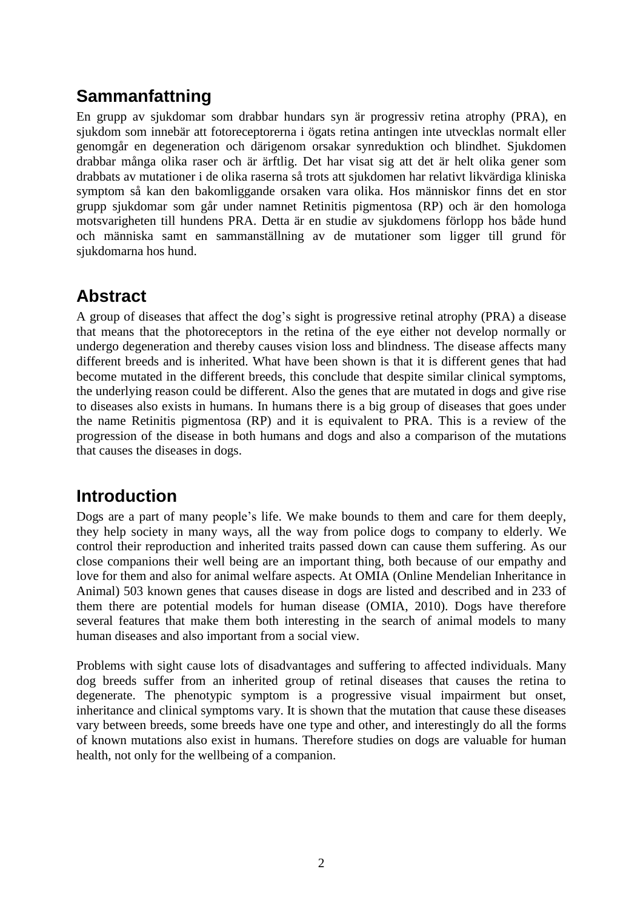## Sammanfattning

En grupp av sjukdomar som drabbar hundars syn är progressiv retina atrophy (PRA), en sjukdom som innebär att fotoreceptorerna i ögats retina antingen inte utvecklas normalt eller genomgår en degeneration och därigenom orsakar synreduktion och blindhet. Sjukdomen drabbar många olika raser och är ärftlig. Det har visat sig att det är helt olika gener som drabbats av mutationer i de olika raserna så trots att sjukdomen har relativt likvärdiga kliniska symptom så kan den bakomliggande orsaken vara olika. Hos människor finns det en stor grupp sjukdomar som går under namnet Retinitis pigmentosa (RP) och är den homologa motsvarigheten till hundens PRA. Detta är en studie av sjukdomens förlopp hos både hund och människa samt en sammanställning av de mutationer som ligger till grund för sjukdomarna hos hund.

## Abstract

A group of diseases that affect the dog's sight is progressive retinal atrophy (PRA) a disease that means that the photoreceptors in the retina of the eye either not develop normally or undergo degeneration and thereby causes vision loss and blindness. The disease affects many different breeds and is inherited. What have been shown is that it is different genes that had become mutated in the different breeds, this conclude that despite similar clinical symptoms, the underlying reason could be different. Also the genes that are mutated in dogs and give rise to diseases also exists in humans. In humans there is a big group of diseases that goes under the name Retinitis pigmentosa (RP) and it is equivalent to PRA. This is a review of the progression of the disease in both humans and dogs and also a comparison of the mutations that causes the diseases in dogs.

## Introduction

Dogs are a part of many people's life. We make bounds to them and care for them deeply, they help society in many ways, all the way from police dogs to company to elderly. We control their reproduction and inherited traits passed down can cause them suffering. As our close companions their well being are an important thing, both because of our empathy and love for them and also for animal welfare aspects. At OMIA (Online Mendelian Inheritance in Animal) 503 known genes that causes disease in dogs are listed and described and in 233 of them there are potential models for human disease (OMIA, 2010). Dogs have therefore several features that make them both interesting in the search of animal models to many human diseases and also important from a social view.

Problems with sight cause lots of disadvantages and suffering to affected individuals. Many dog breeds suffer from an inherited group of retinal diseases that causes the retina to degenerate. The phenotypic symptom is a progressive visual impairment but onset, inheritance and clinical symptoms vary. It is shown that the mutation that cause these diseases vary between breeds, some breeds have one type and other, and interestingly do all the forms of known mutations also exist in humans. Therefore studies on dogs are valuable for human health, not only for the wellbeing of a companion.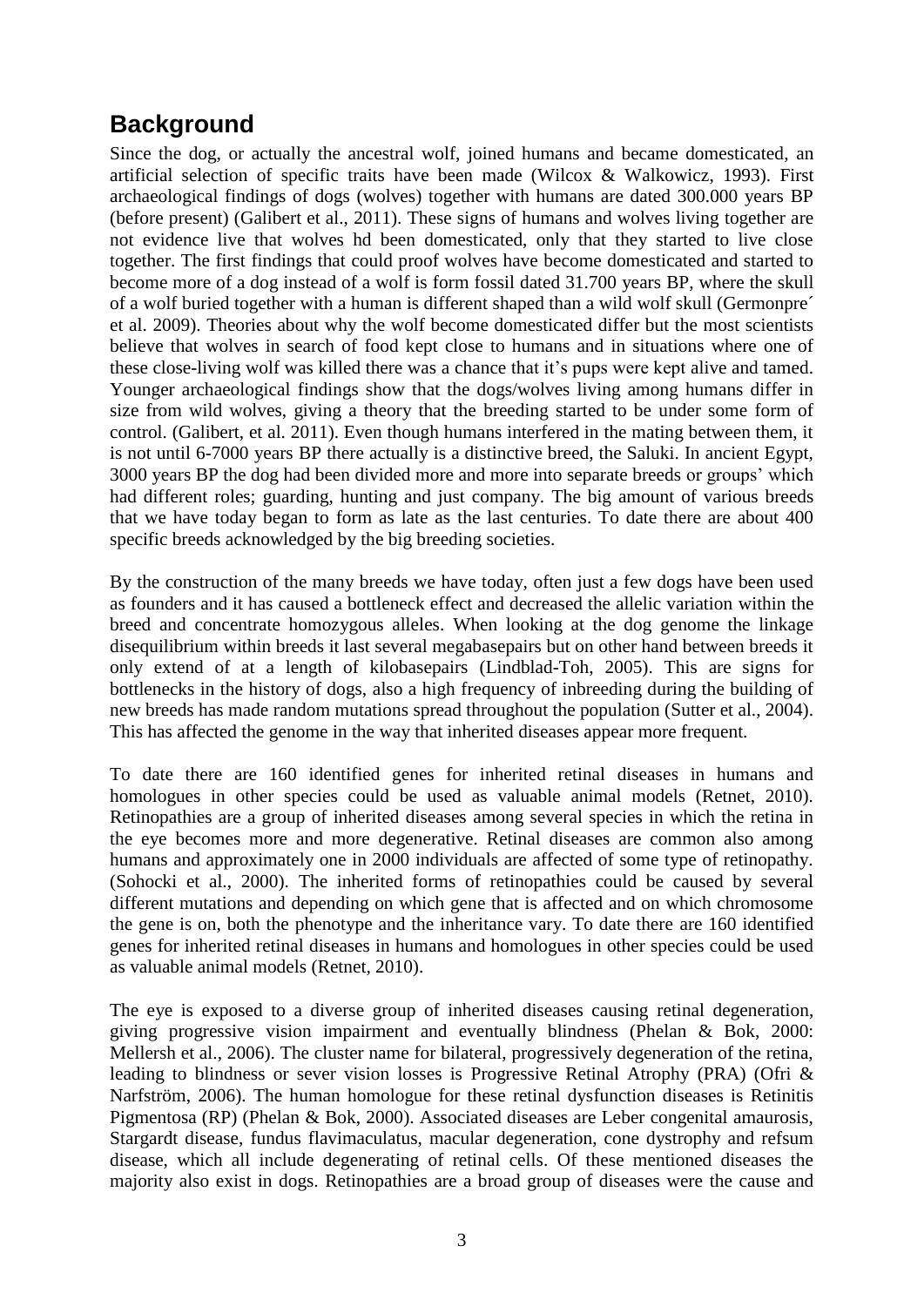## Background

Since the dog, or actually the ancestral wolf, joined humans and became domesticated, an artificial selection of specific traits have been made (Wilcox & Walkowicz, 1993). First archaeological findings of dogs (wolves) together with humans are dated 300.000 years BP (before present) (Galibert et al., 2011). These signs of humans and wolves living together are not evidence live that wolves hd been domesticated, only that they started to live close together. The first findings that could proof wolves have become domesticated and started to become more of a dog instead of a wolf is form fossil dated 31.700 years BP, where the skull of a wolf buried together with a human is different shaped than a wild wolf skull (Germonpre´ et al. 2009). Theories about why the wolf become domesticated differ but the most scientists believe that wolves in search of food kept close to humans and in situations where one of these close-living wolf was killed there was a chance that it's pups were kept alive and tamed. Younger archaeological findings show that the dogs/wolves living among humans differ in size from wild wolves, giving a theory that the breeding started to be under some form of control. (Galibert, et al. 2011). Even though humans interfered in the mating between them, it is not until 6-7000 years BP there actually is a distinctive breed, the Saluki. In ancient Egypt, 3000 years BP the dog had been divided more and more into separate breeds or groups' which had different roles; guarding, hunting and just company. The big amount of various breeds that we have today began to form as late as the last centuries. To date there are about 400 specific breeds acknowledged by the big breeding societies.

By the construction of the many breeds we have today, often just a few dogs have been used as founders and it has caused a bottleneck effect and decreased the allelic variation within the breed and concentrate homozygous alleles. When looking at the dog genome the linkage disequilibrium within breeds it last several megabasepairs but on other hand between breeds it only extend of at a length of kilobasepairs (Lindblad-Toh, 2005). This are signs for bottlenecks in the history of dogs, also a high frequency of inbreeding during the building of new breeds has made random mutations spread throughout the population (Sutter et al., 2004). This has affected the genome in the way that inherited diseases appear more frequent.

To date there are 160 identified genes for inherited retinal diseases in humans and homologues in other species could be used as valuable animal models (Retnet, 2010). Retinopathies are a group of inherited diseases among several species in which the retina in the eye becomes more and more degenerative. Retinal diseases are common also among humans and approximately one in 2000 individuals are affected of some type of retinopathy. (Sohocki et al., 2000). The inherited forms of retinopathies could be caused by several different mutations and depending on which gene that is affected and on which chromosome the gene is on, both the phenotype and the inheritance vary. To date there are 160 identified genes for inherited retinal diseases in humans and homologues in other species could be used as valuable animal models (Retnet, 2010).

The eye is exposed to a diverse group of inherited diseases causing retinal degeneration, giving progressive vision impairment and eventually blindness (Phelan & Bok, 2000: Mellersh et al., 2006). The cluster name for bilateral, progressively degeneration of the retina, leading to blindness or sever vision losses is Progressive Retinal Atrophy (PRA) (Ofri & Narfström, 2006). The human homologue for these retinal dysfunction diseases is Retinitis Pigmentosa (RP) (Phelan & Bok, 2000). Associated diseases are Leber congenital amaurosis, Stargardt disease, fundus flavimaculatus, macular degeneration, cone dystrophy and refsum disease, which all include degenerating of retinal cells. Of these mentioned diseases the majority also exist in dogs. Retinopathies are a broad group of diseases were the cause and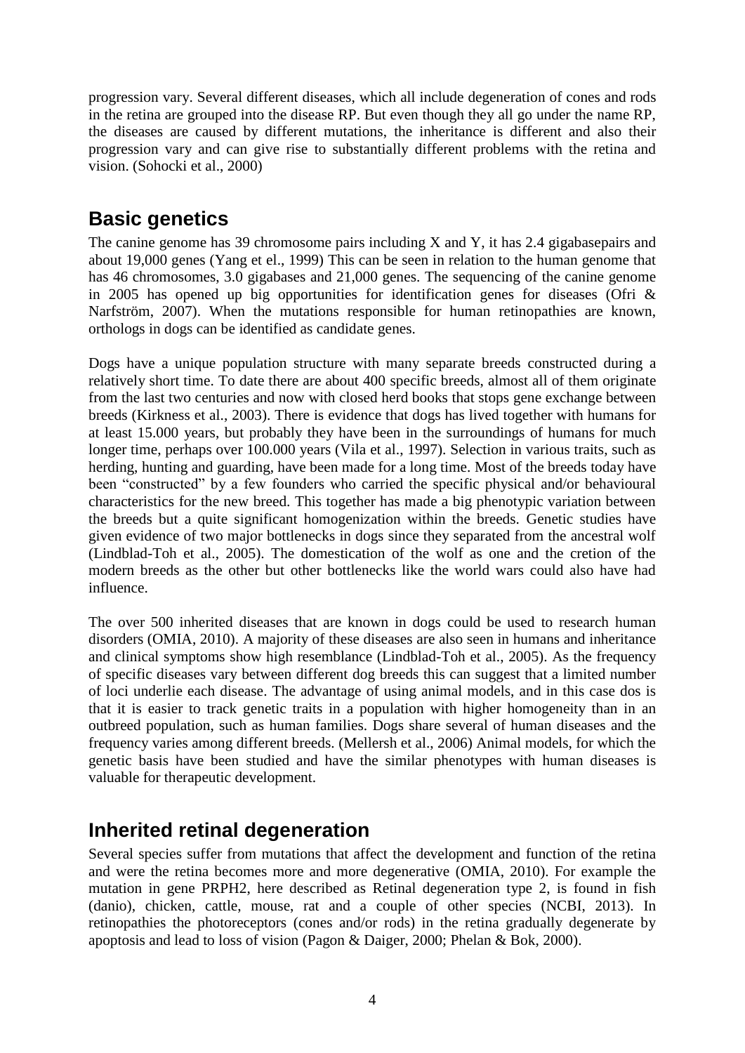progression vary. Several different diseases, which all include degeneration of cones and rods in the retina are grouped into the disease RP. But even though they all go under the name RP, the diseases are caused by different mutations, the inheritance is different and also their progression vary and can give rise to substantially different problems with the retina and vision. (Sohocki et al., 2000)

## Basic genetics

The canine genome has 39 chromosome pairs including X and Y, it has 2.4 gigabasepairs and about 19,000 genes (Yang et el., 1999) This can be seen in relation to the human genome that has 46 chromosomes, 3.0 gigabases and 21,000 genes. The sequencing of the canine genome in 2005 has opened up big opportunities for identification genes for diseases (Ofri & Narfström, 2007). When the mutations responsible for human retinopathies are known, orthologs in dogs can be identified as candidate genes.

Dogs have a unique population structure with many separate breeds constructed during a relatively short time. To date there are about 400 specific breeds, almost all of them originate from the last two centuries and now with closed herd books that stops gene exchange between breeds (Kirkness et al., 2003). There is evidence that dogs has lived together with humans for at least 15.000 years, but probably they have been in the surroundings of humans for much longer time, perhaps over 100.000 years (Vila et al., 1997). Selection in various traits, such as herding, hunting and guarding, have been made for a long time. Most of the breeds today have been "constructed" by a few founders who carried the specific physical and/or behavioural characteristics for the new breed. This together has made a big phenotypic variation between the breeds but a quite significant homogenization within the breeds. Genetic studies have given evidence of two major bottlenecks in dogs since they separated from the ancestral wolf (Lindblad-Toh et al., 2005). The domestication of the wolf as one and the cretion of the modern breeds as the other but other bottlenecks like the world wars could also have had influence.

The over 500 inherited diseases that are known in dogs could be used to research human disorders (OMIA, 2010). A majority of these diseases are also seen in humans and inheritance and clinical symptoms show high resemblance (Lindblad-Toh et al., 2005). As the frequency of specific diseases vary between different dog breeds this can suggest that a limited number of loci underlie each disease. The advantage of using animal models, and in this case dos is that it is easier to track genetic traits in a population with higher homogeneity than in an outbreed population, such as human families. Dogs share several of human diseases and the frequency varies among different breeds. (Mellersh et al., 2006) Animal models, for which the genetic basis have been studied and have the similar phenotypes with human diseases is valuable for therapeutic development.

## Inherited retinal degeneration

Several species suffer from mutations that affect the development and function of the retina and were the retina becomes more and more degenerative (OMIA, 2010). For example the mutation in gene PRPH2, here described as Retinal degeneration type 2, is found in fish (danio), chicken, cattle, mouse, rat and a couple of other species (NCBI, 2013). In retinopathies the photoreceptors (cones and/or rods) in the retina gradually degenerate by apoptosis and lead to loss of vision (Pagon & Daiger, 2000; Phelan & Bok, 2000).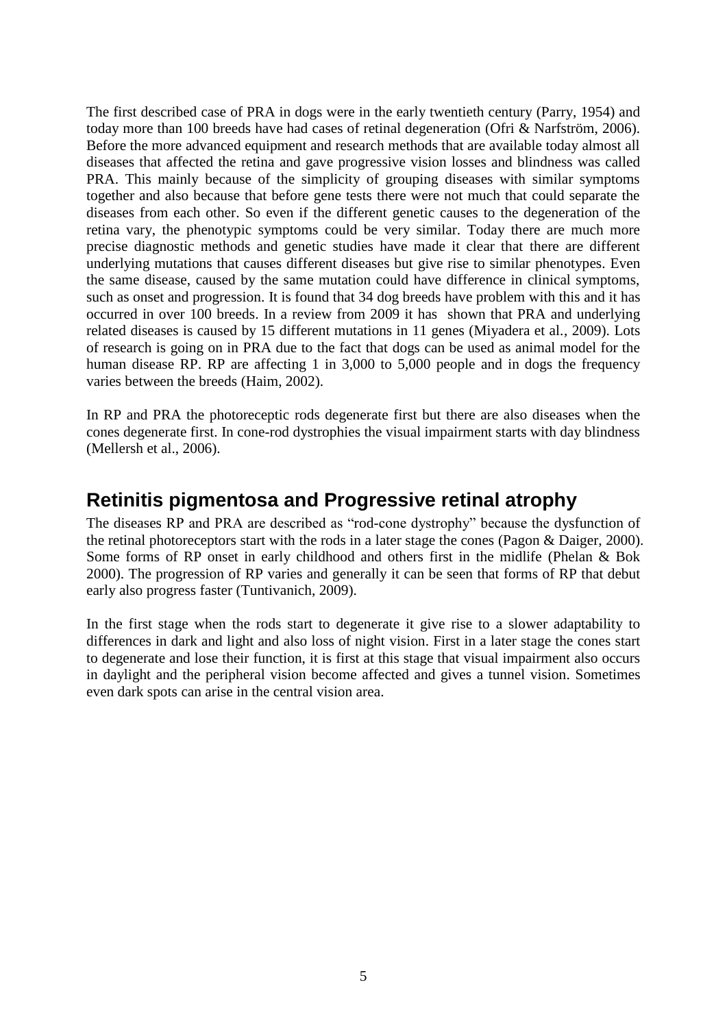The first described case of PRA in dogs were in the early twentieth century (Parry, 1954) and today more than 100 breeds have had cases of retinal degeneration (Ofri & Narfström, 2006). Before the more advanced equipment and research methods that are available today almost all diseases that affected the retina and gave progressive vision losses and blindness was called PRA. This mainly because of the simplicity of grouping diseases with similar symptoms together and also because that before gene tests there were not much that could separate the diseases from each other. So even if the different genetic causes to the degeneration of the retina vary, the phenotypic symptoms could be very similar. Today there are much more precise diagnostic methods and genetic studies have made it clear that there are different underlying mutations that causes different diseases but give rise to similar phenotypes. Even the same disease, caused by the same mutation could have difference in clinical symptoms, such as onset and progression. It is found that 34 dog breeds have problem with this and it has occurred in over 100 breeds. In a review from 2009 it has shown that PRA and underlying related diseases is caused by 15 different mutations in 11 genes (Miyadera et al., 2009). Lots of research is going on in PRA due to the fact that dogs can be used as animal model for the human disease RP. RP are affecting 1 in 3,000 to 5,000 people and in dogs the frequency varies between the breeds (Haim, 2002).

In RP and PRA the photoreceptic rods degenerate first but there are also diseases when the cones degenerate first. In cone-rod dystrophies the visual impairment starts with day blindness (Mellersh et al., 2006).

## Retinitis pigmentosa and Progressive retinal atrophy

The diseases RP and PRA are described as "rod-cone dystrophy" because the dysfunction of the retinal photoreceptors start with the rods in a later stage the cones (Pagon & Daiger, 2000). Some forms of RP onset in early childhood and others first in the midlife (Phelan & Bok 2000). The progression of RP varies and generally it can be seen that forms of RP that debut early also progress faster (Tuntivanich, 2009).

In the first stage when the rods start to degenerate it give rise to a slower adaptability to differences in dark and light and also loss of night vision. First in a later stage the cones start to degenerate and lose their function, it is first at this stage that visual impairment also occurs in daylight and the peripheral vision become affected and gives a tunnel vision. Sometimes even dark spots can arise in the central vision area.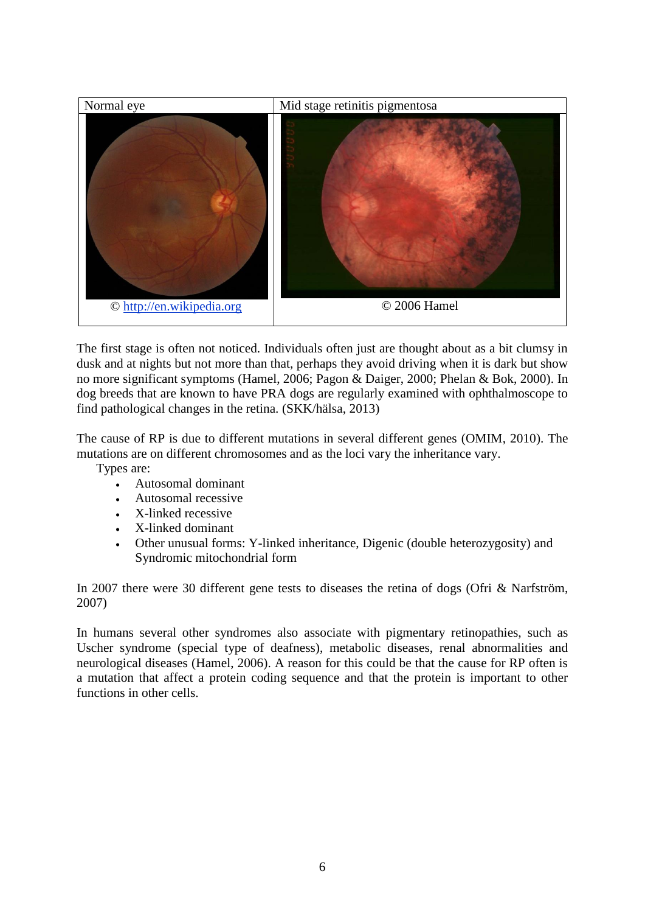| Normal eye | Mid stage retinitis pigmentosa |
|---|---|
| © http://en.wikipedia.org | © 2006 Hamel |

The first stage is often not noticed. Individuals often just are thought about as a bit clumsy in dusk and at nights but not more than that, perhaps they avoid driving when it is dark but show no more significant symptoms (Hamel, 2006; Pagon & Daiger, 2000; Phelan & Bok, 2000). In dog breeds that are known to have PRA dogs are regularly examined with ophthalmoscope to find pathological changes in the retina. (SKK/hälsa, 2013)

The cause of RP is due to different mutations in several different genes (OMIM, 2010). The mutations are on different chromosomes and as the loci vary the inheritance vary.

Types are:

- Autosomal dominant
- Autosomal recessive
- X-linked recessive
- X-linked dominant
- Other unusual forms: Y-linked inheritance, Digenic (double heterozygosity) and Syndromic mitochondrial form

In 2007 there were 30 different gene tests to diseases the retina of dogs (Ofri & Narfström, 2007)

In humans several other syndromes also associate with pigmentary retinopathies, such as Uscher syndrome (special type of deafness), metabolic diseases, renal abnormalities and neurological diseases (Hamel, 2006). A reason for this could be that the cause for RP often is a mutation that affect a protein coding sequence and that the protein is important to other functions in other cells.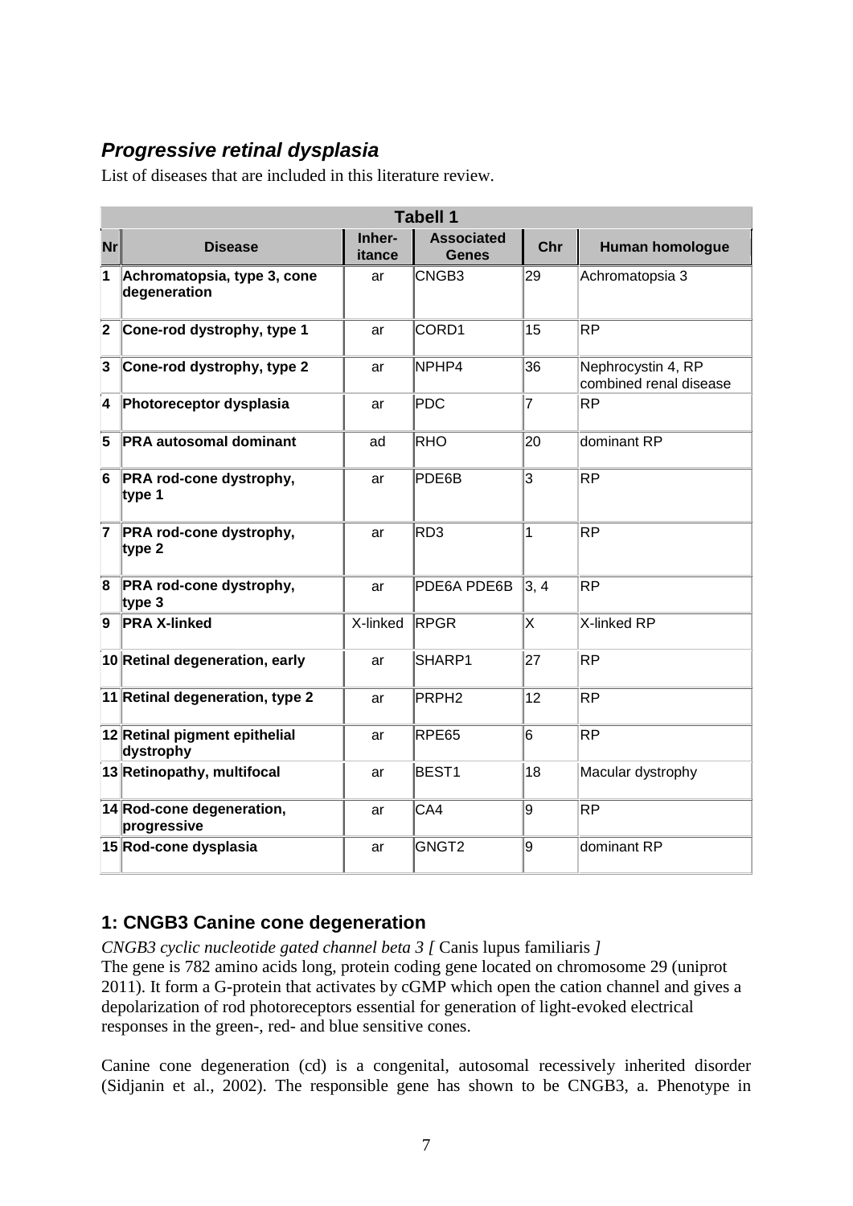## *Progressive retinal dysplasia*

List of diseases that are included in this literature review.

| Tabell 1 | | | | | |
|---|---|---|---|---|---|
| **Nr** | **Disease** | **Inher-itance** | **Associated Genes** | **Chr** | **Human homologue** |
| **1** | **Achromatopsia, type 3, cone degeneration** | ar | CNGB3 | 29 | Achromatopsia 3 |
| **2** | **Cone-rod dystrophy, type 1** | ar | CORD1 | 15 | RP |
| **3** | **Cone-rod dystrophy, type 2** | ar | NPHP4 | 36 | Nephrocystin 4, RP combined renal disease |
| **4** | **Photoreceptor dysplasia** | ar | PDC | 7 | RP |
| **5** | **PRA autosomal dominant** | ad | RHO | 20 | dominant RP |
| **6** | **PRA rod-cone dystrophy, type 1** | ar | PDE6B | 3 | RP |
| **7** | **PRA rod-cone dystrophy, type 2** | ar | RD3 | 1 | RP |
| **8** | **PRA rod-cone dystrophy, type 3** | ar | PDE6A PDE6B | 3, 4 | RP |
| **9** | **PRA X-linked** | X-linked | RPGR | X | X-linked RP |
| **10** | **Retinal degeneration, early** | ar | SHARP1 | 27 | RP |
| **11** | **Retinal degeneration, type 2** | ar | PRPH2 | 12 | RP |
| **12** | **Retinal pigment epithelial dystrophy** | ar | RPE65 | 6 | RP |
| **13** | **Retinopathy, multifocal** | ar | BEST1 | 18 | Macular dystrophy |
| **14** | **Rod-cone degeneration, progressive** | ar | CA4 | 9 | RP |
| **15** | **Rod-cone dysplasia** | ar | GNGT2 | 9 | dominant RP |

## 1: CNGB3 Canine cone degeneration

*CNGB3 cyclic nucleotide gated channel beta 3 [* Canis lupus familiaris *]*

The gene is 782 amino acids long, protein coding gene located on chromosome 29 (uniprot 2011). It form a G-protein that activates by cGMP which open the cation channel and gives a depolarization of rod photoreceptors essential for generation of light-evoked electrical responses in the green-, red- and blue sensitive cones.

Canine cone degeneration (cd) is a congenital, autosomal recessively inherited disorder (Sidjanin et al., 2002). The responsible gene has shown to be CNGB3, a. Phenotype in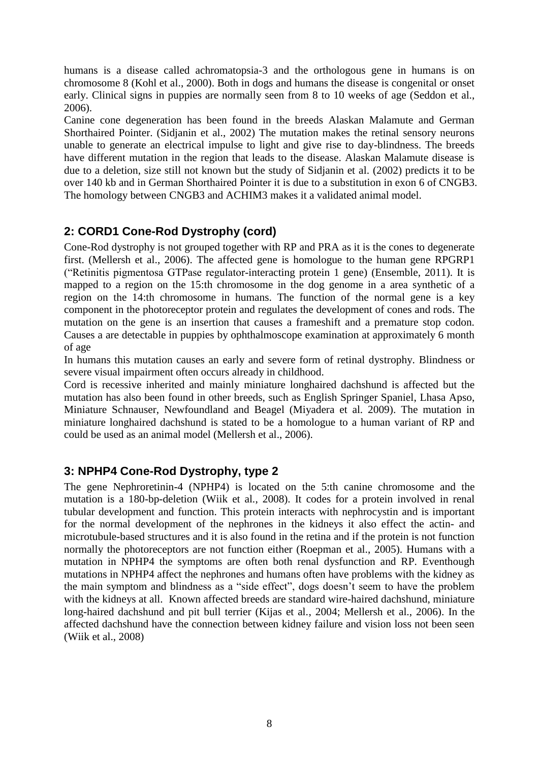humans is a disease called achromatopsia-3 and the orthologous gene in humans is on chromosome 8 (Kohl et al., 2000). Both in dogs and humans the disease is congenital or onset early. Clinical signs in puppies are normally seen from 8 to 10 weeks of age (Seddon et al., 2006).

Canine cone degeneration has been found in the breeds Alaskan Malamute and German Shorthaired Pointer. (Sidjanin et al., 2002) The mutation makes the retinal sensory neurons unable to generate an electrical impulse to light and give rise to day-blindness. The breeds have different mutation in the region that leads to the disease. Alaskan Malamute disease is due to a deletion, size still not known but the study of Sidjanin et al. (2002) predicts it to be over 140 kb and in German Shorthaired Pointer it is due to a substitution in exon 6 of CNGB3. The homology between CNGB3 and ACHIM3 makes it a validated animal model.

## 2: CORD1 Cone-Rod Dystrophy (cord)

Cone-Rod dystrophy is not grouped together with RP and PRA as it is the cones to degenerate first. (Mellersh et al., 2006). The affected gene is homologue to the human gene RPGRP1 ("Retinitis pigmentosa GTPase regulator-interacting protein 1 gene) (Ensemble, 2011). It is mapped to a region on the 15:th chromosome in the dog genome in a area synthetic of a region on the 14:th chromosome in humans. The function of the normal gene is a key component in the photoreceptor protein and regulates the development of cones and rods. The mutation on the gene is an insertion that causes a frameshift and a premature stop codon. Causes a are detectable in puppies by ophthalmoscope examination at approximately 6 month of age

In humans this mutation causes an early and severe form of retinal dystrophy. Blindness or severe visual impairment often occurs already in childhood.

Cord is recessive inherited and mainly miniature longhaired dachshund is affected but the mutation has also been found in other breeds, such as English Springer Spaniel, Lhasa Apso, Miniature Schnauser, Newfoundland and Beagel (Miyadera et al. 2009). The mutation in miniature longhaired dachshund is stated to be a homologue to a human variant of RP and could be used as an animal model (Mellersh et al., 2006).

## 3: NPHP4 Cone-Rod Dystrophy, type 2

The gene Nephroretinin-4 (NPHP4) is located on the 5:th canine chromosome and the mutation is a 180-bp-deletion (Wiik et al., 2008). It codes for a protein involved in renal tubular development and function. This protein interacts with nephrocystin and is important for the normal development of the nephrones in the kidneys it also effect the actin- and microtubule-based structures and it is also found in the retina and if the protein is not function normally the photoreceptors are not function either (Roepman et al., 2005). Humans with a mutation in NPHP4 the symptoms are often both renal dysfunction and RP. Eventhough mutations in NPHP4 affect the nephrones and humans often have problems with the kidney as the main symptom and blindness as a "side effect", dogs doesn't seem to have the problem with the kidneys at all. Known affected breeds are standard wire-haired dachshund, miniature long-haired dachshund and pit bull terrier (Kijas et al., 2004; Mellersh et al., 2006). In the affected dachshund have the connection between kidney failure and vision loss not been seen (Wiik et al., 2008)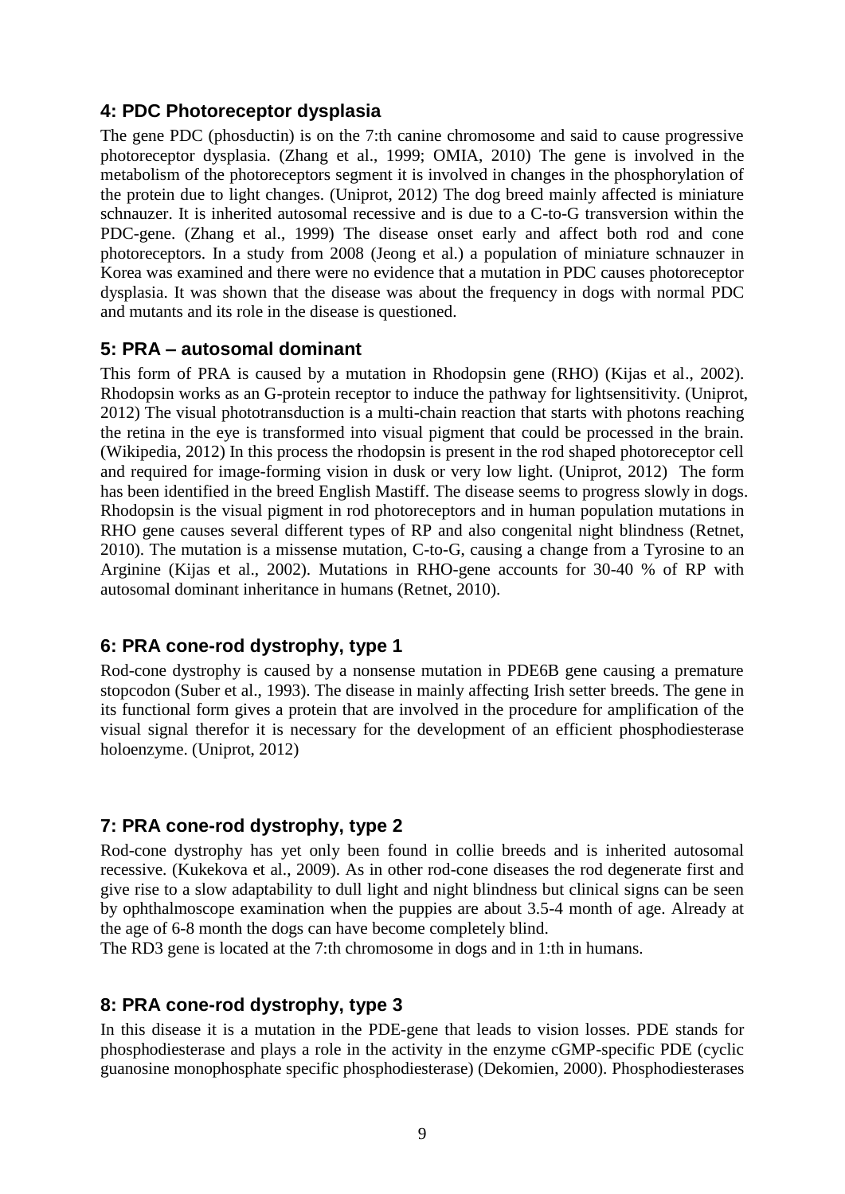### 4: PDC Photoreceptor dysplasia

The gene PDC (phosductin) is on the 7:th canine chromosome and said to cause progressive photoreceptor dysplasia. (Zhang et al., 1999; OMIA, 2010) The gene is involved in the metabolism of the photoreceptors segment it is involved in changes in the phosphorylation of the protein due to light changes. (Uniprot, 2012) The dog breed mainly affected is miniature schnauzer. It is inherited autosomal recessive and is due to a C-to-G transversion within the PDC-gene. (Zhang et al., 1999) The disease onset early and affect both rod and cone photoreceptors. In a study from 2008 (Jeong et al.) a population of miniature schnauzer in Korea was examined and there were no evidence that a mutation in PDC causes photoreceptor dysplasia. It was shown that the disease was about the frequency in dogs with normal PDC and mutants and its role in the disease is questioned.

### 5: PRA – autosomal dominant

This form of PRA is caused by a mutation in Rhodopsin gene (RHO) (Kijas et al., 2002). Rhodopsin works as an G-protein receptor to induce the pathway for lightsensitivity. (Uniprot, 2012) The visual phototransduction is a multi-chain reaction that starts with photons reaching the retina in the eye is transformed into visual pigment that could be processed in the brain. (Wikipedia, 2012) In this process the rhodopsin is present in the rod shaped photoreceptor cell and required for image-forming vision in dusk or very low light. (Uniprot, 2012) The form has been identified in the breed English Mastiff. The disease seems to progress slowly in dogs. Rhodopsin is the visual pigment in rod photoreceptors and in human population mutations in RHO gene causes several different types of RP and also congenital night blindness (Retnet, 2010). The mutation is a missense mutation, C-to-G, causing a change from a Tyrosine to an Arginine (Kijas et al., 2002). Mutations in RHO-gene accounts for 30-40 % of RP with autosomal dominant inheritance in humans (Retnet, 2010).

### 6: PRA cone-rod dystrophy, type 1

Rod-cone dystrophy is caused by a nonsense mutation in PDE6B gene causing a premature stopcodon (Suber et al., 1993). The disease in mainly affecting Irish setter breeds. The gene in its functional form gives a protein that are involved in the procedure for amplification of the visual signal therefor it is necessary for the development of an efficient phosphodiesterase holoenzyme. (Uniprot, 2012)

### 7: PRA cone-rod dystrophy, type 2

Rod-cone dystrophy has yet only been found in collie breeds and is inherited autosomal recessive. (Kukekova et al., 2009). As in other rod-cone diseases the rod degenerate first and give rise to a slow adaptability to dull light and night blindness but clinical signs can be seen by ophthalmoscope examination when the puppies are about 3.5-4 month of age. Already at the age of 6-8 month the dogs can have become completely blind.

The RD3 gene is located at the 7:th chromosome in dogs and in 1:th in humans.

### 8: PRA cone-rod dystrophy, type 3

In this disease it is a mutation in the PDE-gene that leads to vision losses. PDE stands for phosphodiesterase and plays a role in the activity in the enzyme cGMP-specific PDE (cyclic guanosine monophosphate specific phosphodiesterase) (Dekomien, 2000). Phosphodiesterases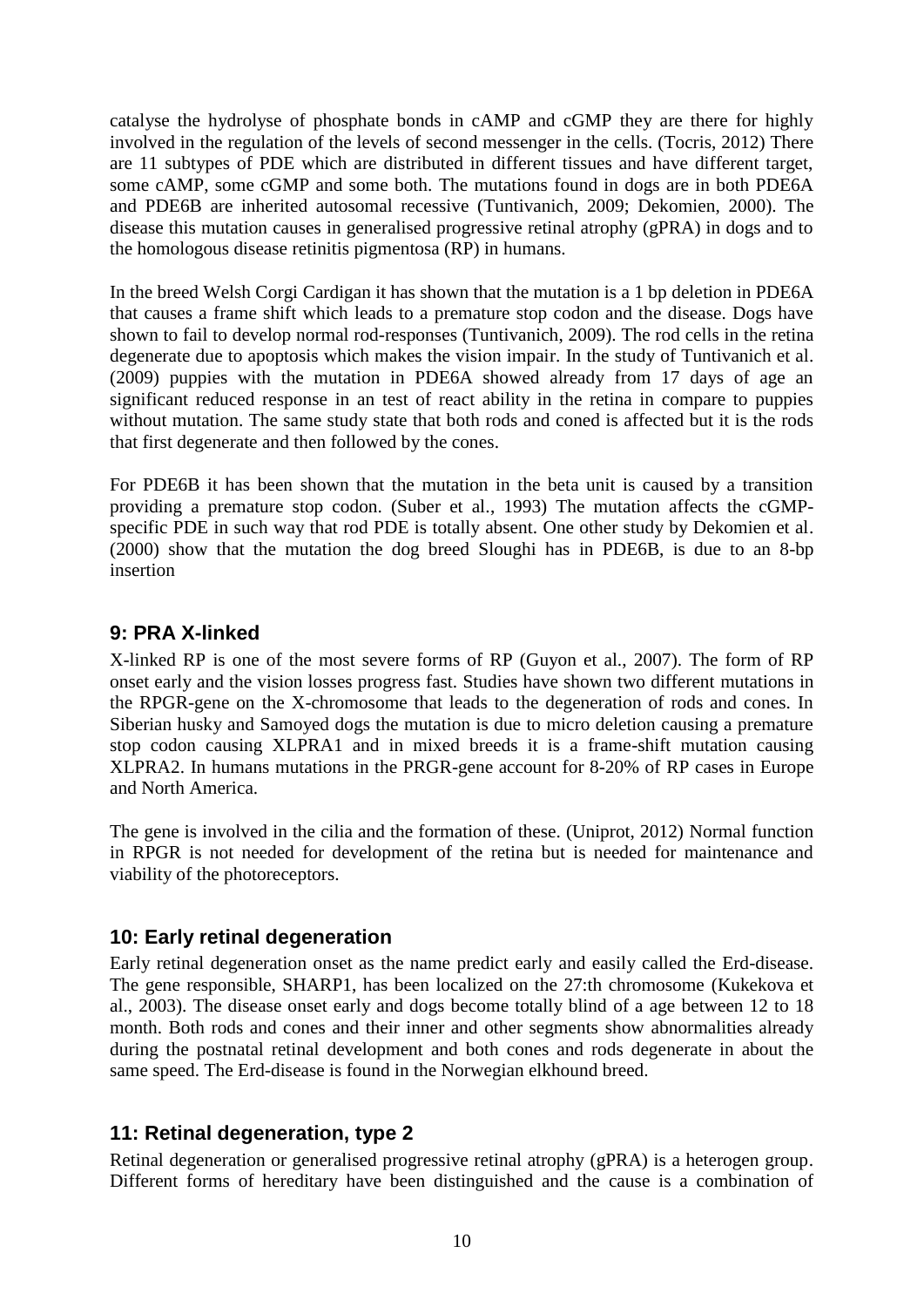catalyse the hydrolyse of phosphate bonds in cAMP and cGMP they are there for highly involved in the regulation of the levels of second messenger in the cells. (Tocris, 2012) There are 11 subtypes of PDE which are distributed in different tissues and have different target, some cAMP, some cGMP and some both. The mutations found in dogs are in both PDE6A and PDE6B are inherited autosomal recessive (Tuntivanich, 2009; Dekomien, 2000). The disease this mutation causes in generalised progressive retinal atrophy (gPRA) in dogs and to the homologous disease retinitis pigmentosa (RP) in humans.

In the breed Welsh Corgi Cardigan it has shown that the mutation is a 1 bp deletion in PDE6A that causes a frame shift which leads to a premature stop codon and the disease. Dogs have shown to fail to develop normal rod-responses (Tuntivanich, 2009). The rod cells in the retina degenerate due to apoptosis which makes the vision impair. In the study of Tuntivanich et al. (2009) puppies with the mutation in PDE6A showed already from 17 days of age an significant reduced response in an test of react ability in the retina in compare to puppies without mutation. The same study state that both rods and coned is affected but it is the rods that first degenerate and then followed by the cones.

For PDE6B it has been shown that the mutation in the beta unit is caused by a transition providing a premature stop codon. (Suber et al., 1993) The mutation affects the cGMP-specific PDE in such way that rod PDE is totally absent. One other study by Dekomien et al. (2000) show that the mutation the dog breed Sloughi has in PDE6B, is due to an 8-bp insertion

## 9: PRA X-linked

X-linked RP is one of the most severe forms of RP (Guyon et al., 2007). The form of RP onset early and the vision losses progress fast. Studies have shown two different mutations in the RPGR-gene on the X-chromosome that leads to the degeneration of rods and cones. In Siberian husky and Samoyed dogs the mutation is due to micro deletion causing a premature stop codon causing XLPRA1 and in mixed breeds it is a frame-shift mutation causing XLPRA2. In humans mutations in the PRGR-gene account for 8-20% of RP cases in Europe and North America.

The gene is involved in the cilia and the formation of these. (Uniprot, 2012) Normal function in RPGR is not needed for development of the retina but is needed for maintenance and viability of the photoreceptors.

## 10: Early retinal degeneration

Early retinal degeneration onset as the name predict early and easily called the Erd-disease. The gene responsible, SHARP1, has been localized on the 27:th chromosome (Kukekova et al., 2003). The disease onset early and dogs become totally blind of a age between 12 to 18 month. Both rods and cones and their inner and other segments show abnormalities already during the postnatal retinal development and both cones and rods degenerate in about the same speed. The Erd-disease is found in the Norwegian elkhound breed.

## 11: Retinal degeneration, type 2

Retinal degeneration or generalised progressive retinal atrophy (gPRA) is a heterogen group. Different forms of hereditary have been distinguished and the cause is a combination of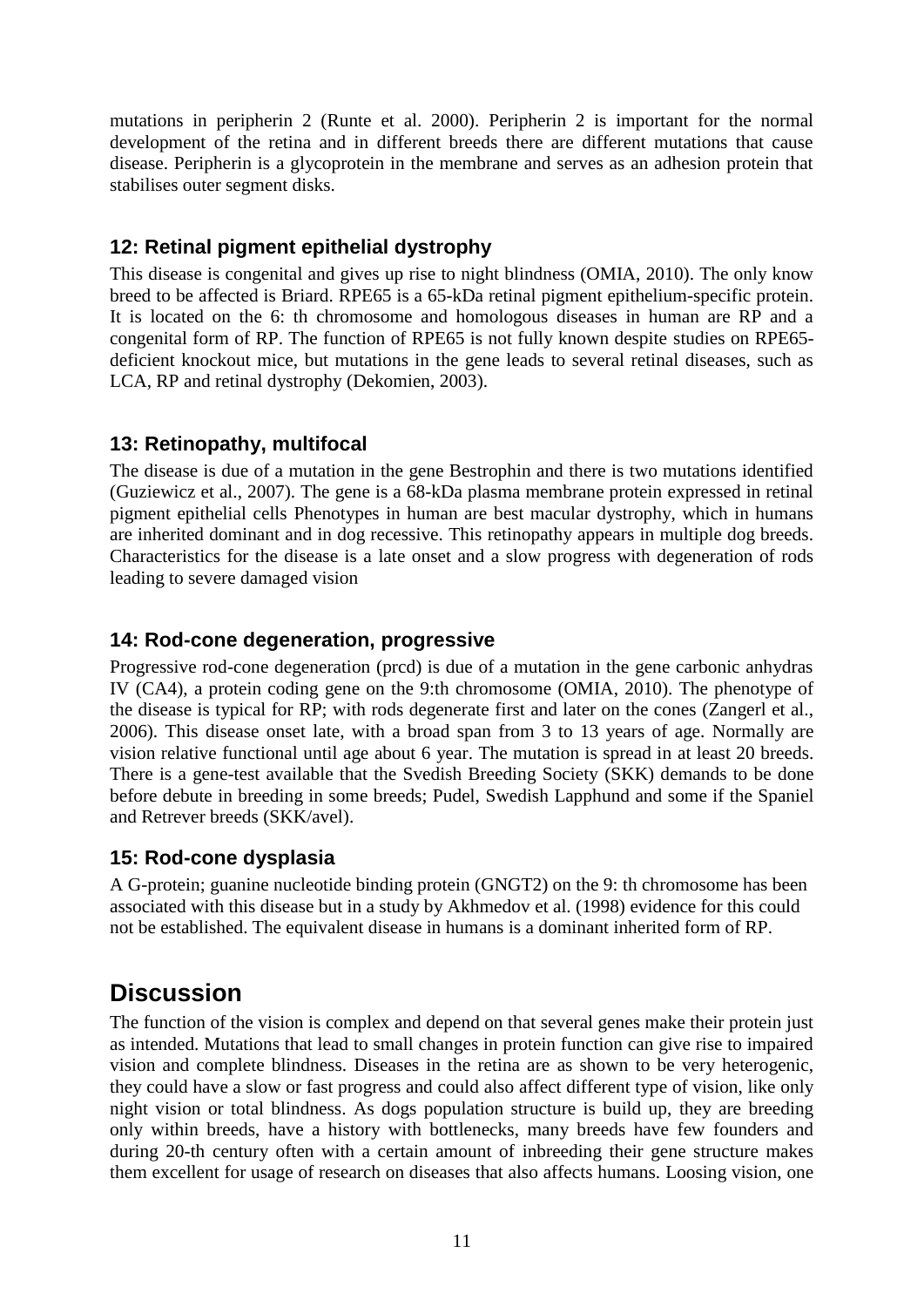mutations in peripherin 2 (Runte et al. 2000). Peripherin 2 is important for the normal development of the retina and in different breeds there are different mutations that cause disease. Peripherin is a glycoprotein in the membrane and serves as an adhesion protein that stabilises outer segment disks.

### 12: Retinal pigment epithelial dystrophy

This disease is congenital and gives up rise to night blindness (OMIA, 2010). The only know breed to be affected is Briard. RPE65 is a 65-kDa retinal pigment epithelium-specific protein. It is located on the 6: th chromosome and homologous diseases in human are RP and a congenital form of RP. The function of RPE65 is not fully known despite studies on RPE65-deficient knockout mice, but mutations in the gene leads to several retinal diseases, such as LCA, RP and retinal dystrophy (Dekomien, 2003).

### 13: Retinopathy, multifocal

The disease is due of a mutation in the gene Bestrophin and there is two mutations identified (Guziewicz et al., 2007). The gene is a 68-kDa plasma membrane protein expressed in retinal pigment epithelial cells Phenotypes in human are best macular dystrophy, which in humans are inherited dominant and in dog recessive. This retinopathy appears in multiple dog breeds. Characteristics for the disease is a late onset and a slow progress with degeneration of rods leading to severe damaged vision

### 14: Rod-cone degeneration, progressive

Progressive rod-cone degeneration (prcd) is due of a mutation in the gene carbonic anhydras IV (CA4), a protein coding gene on the 9:th chromosome (OMIA, 2010). The phenotype of the disease is typical for RP; with rods degenerate first and later on the cones (Zangerl et al., 2006). This disease onset late, with a broad span from 3 to 13 years of age. Normally are vision relative functional until age about 6 year. The mutation is spread in at least 20 breeds. There is a gene-test available that the Svedish Breeding Society (SKK) demands to be done before debute in breeding in some breeds; Pudel, Swedish Lapphund and some if the Spaniel and Retrever breeds (SKK/avel).

### 15: Rod-cone dysplasia

A G-protein; guanine nucleotide binding protein (GNGT2) on the 9: th chromosome has been associated with this disease but in a study by Akhmedov et al. (1998) evidence for this could not be established. The equivalent disease in humans is a dominant inherited form of RP.

## Discussion

The function of the vision is complex and depend on that several genes make their protein just as intended. Mutations that lead to small changes in protein function can give rise to impaired vision and complete blindness. Diseases in the retina are as shown to be very heterogenic, they could have a slow or fast progress and could also affect different type of vision, like only night vision or total blindness. As dogs population structure is build up, they are breeding only within breeds, have a history with bottlenecks, many breeds have few founders and during 20-th century often with a certain amount of inbreeding their gene structure makes them excellent for usage of research on diseases that also affects humans. Loosing vision, one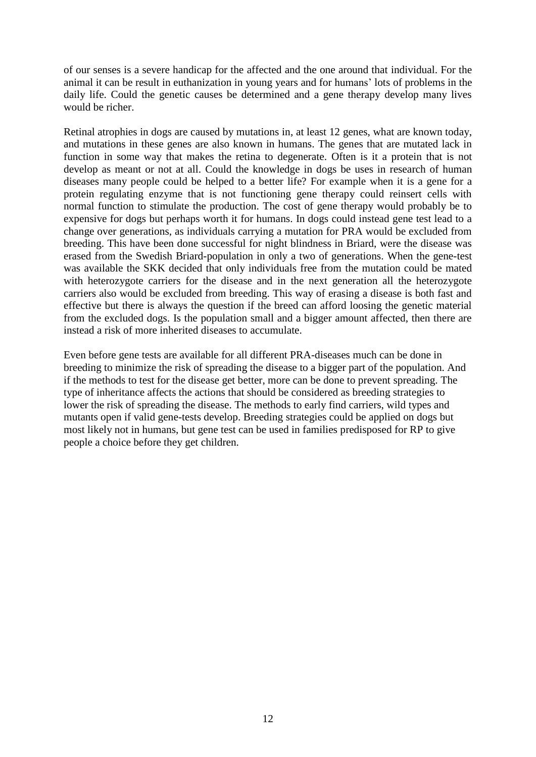of our senses is a severe handicap for the affected and the one around that individual. For the animal it can be result in euthanization in young years and for humans' lots of problems in the daily life. Could the genetic causes be determined and a gene therapy develop many lives would be richer.

Retinal atrophies in dogs are caused by mutations in, at least 12 genes, what are known today, and mutations in these genes are also known in humans. The genes that are mutated lack in function in some way that makes the retina to degenerate. Often is it a protein that is not develop as meant or not at all. Could the knowledge in dogs be uses in research of human diseases many people could be helped to a better life? For example when it is a gene for a protein regulating enzyme that is not functioning gene therapy could reinsert cells with normal function to stimulate the production. The cost of gene therapy would probably be to expensive for dogs but perhaps worth it for humans. In dogs could instead gene test lead to a change over generations, as individuals carrying a mutation for PRA would be excluded from breeding. This have been done successful for night blindness in Briard, were the disease was erased from the Swedish Briard-population in only a two of generations. When the gene-test was available the SKK decided that only individuals free from the mutation could be mated with heterozygote carriers for the disease and in the next generation all the heterozygote carriers also would be excluded from breeding. This way of erasing a disease is both fast and effective but there is always the question if the breed can afford loosing the genetic material from the excluded dogs. Is the population small and a bigger amount affected, then there are instead a risk of more inherited diseases to accumulate.

Even before gene tests are available for all different PRA-diseases much can be done in breeding to minimize the risk of spreading the disease to a bigger part of the population. And if the methods to test for the disease get better, more can be done to prevent spreading. The type of inheritance affects the actions that should be considered as breeding strategies to lower the risk of spreading the disease. The methods to early find carriers, wild types and mutants open if valid gene-tests develop. Breeding strategies could be applied on dogs but most likely not in humans, but gene test can be used in families predisposed for RP to give people a choice before they get children.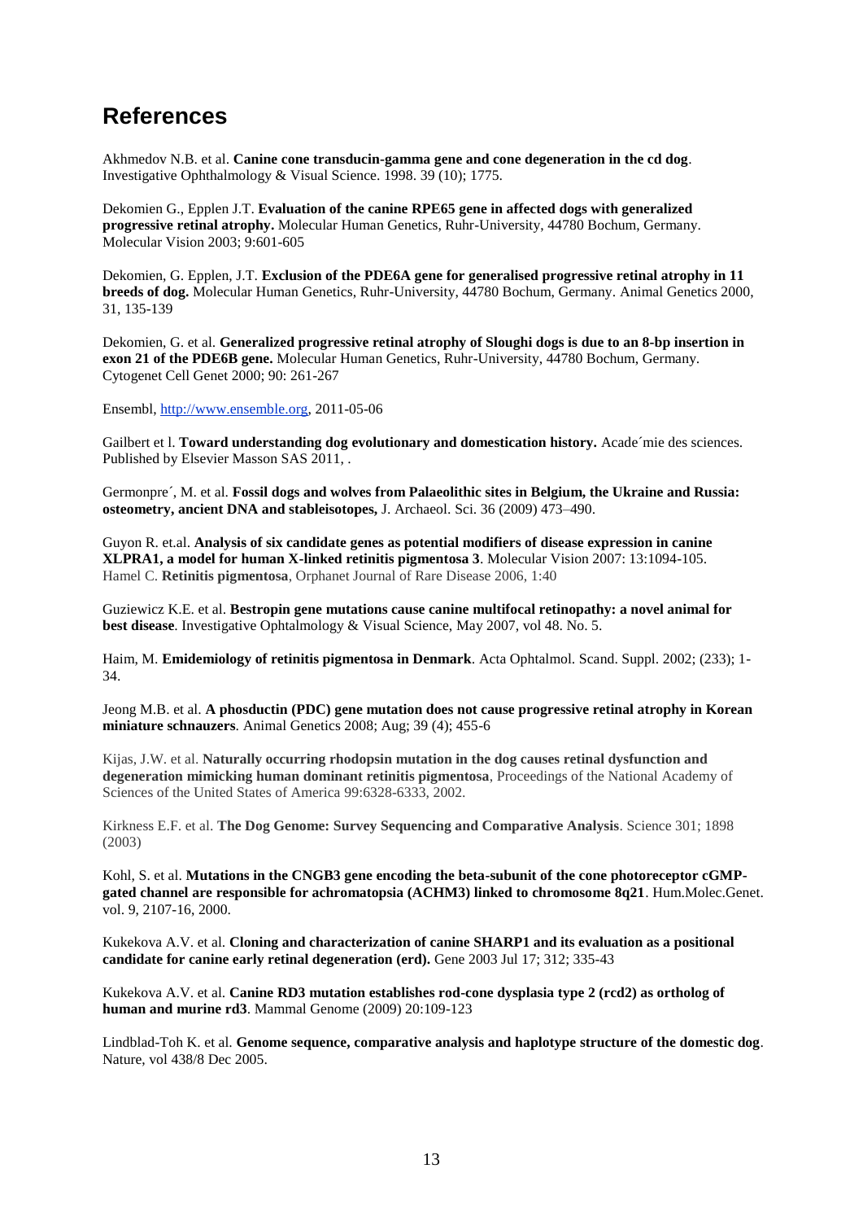# References

Akhmedov N.B. et al. **Canine cone transducin-gamma gene and cone degeneration in the cd dog**. Investigative Ophthalmology & Visual Science. 1998. 39 (10); 1775.

Dekomien G., Epplen J.T. **Evaluation of the canine RPE65 gene in affected dogs with generalized progressive retinal atrophy.** Molecular Human Genetics, Ruhr-University, 44780 Bochum, Germany. Molecular Vision 2003; 9:601-605

Dekomien, G. Epplen, J.T. **Exclusion of the PDE6A gene for generalised progressive retinal atrophy in 11 breeds of dog.** Molecular Human Genetics, Ruhr-University, 44780 Bochum, Germany. Animal Genetics 2000, 31, 135-139

Dekomien, G. et al. **Generalized progressive retinal atrophy of Sloughi dogs is due to an 8-bp insertion in exon 21 of the PDE6B gene.** Molecular Human Genetics, Ruhr-University, 44780 Bochum, Germany. Cytogenet Cell Genet 2000; 90: 261-267

Ensembl, http://www.ensemble.org, 2011-05-06

Gailbert et l. **Toward understanding dog evolutionary and domestication history.** Acade´mie des sciences. Published by Elsevier Masson SAS 2011, .

Germonpre´, M. et al. **Fossil dogs and wolves from Palaeolithic sites in Belgium, the Ukraine and Russia: osteometry, ancient DNA and stableisotopes,** J. Archaeol. Sci. 36 (2009) 473–490.

Guyon R. et.al. **Analysis of six candidate genes as potential modifiers of disease expression in canine XLPRA1, a model for human X-linked retinitis pigmentosa 3**. Molecular Vision 2007: 13:1094-105.
Hamel C. **Retinitis pigmentosa**, Orphanet Journal of Rare Disease 2006, 1:40

Guziewicz K.E. et al. **Bestropin gene mutations cause canine multifocal retinopathy: a novel animal for best disease**. Investigative Ophtalmology & Visual Science, May 2007, vol 48. No. 5.

Haim, M. **Emidemiology of retinitis pigmentosa in Denmark**. Acta Ophtalmol. Scand. Suppl. 2002; (233); 1-34.

Jeong M.B. et al. **A phosductin (PDC) gene mutation does not cause progressive retinal atrophy in Korean miniature schnauzers**. Animal Genetics 2008; Aug; 39 (4); 455-6

Kijas, J.W. et al. **Naturally occurring rhodopsin mutation in the dog causes retinal dysfunction and degeneration mimicking human dominant retinitis pigmentosa**, Proceedings of the National Academy of Sciences of the United States of America 99:6328-6333, 2002.

Kirkness E.F. et al. **The Dog Genome: Survey Sequencing and Comparative Analysis**. Science 301; 1898 (2003)

Kohl, S. et al. **Mutations in the CNGB3 gene encoding the beta-subunit of the cone photoreceptor cGMP-gated channel are responsible for achromatopsia (ACHM3) linked to chromosome 8q21**. Hum.Molec.Genet. vol. 9, 2107-16, 2000.

Kukekova A.V. et al. **Cloning and characterization of canine SHARP1 and its evaluation as a positional candidate for canine early retinal degeneration (erd).** Gene 2003 Jul 17; 312; 335-43

Kukekova A.V. et al. **Canine RD3 mutation establishes rod-cone dysplasia type 2 (rcd2) as ortholog of human and murine rd3**. Mammal Genome (2009) 20:109-123

Lindblad-Toh K. et al. **Genome sequence, comparative analysis and haplotype structure of the domestic dog**. Nature, vol 438/8 Dec 2005.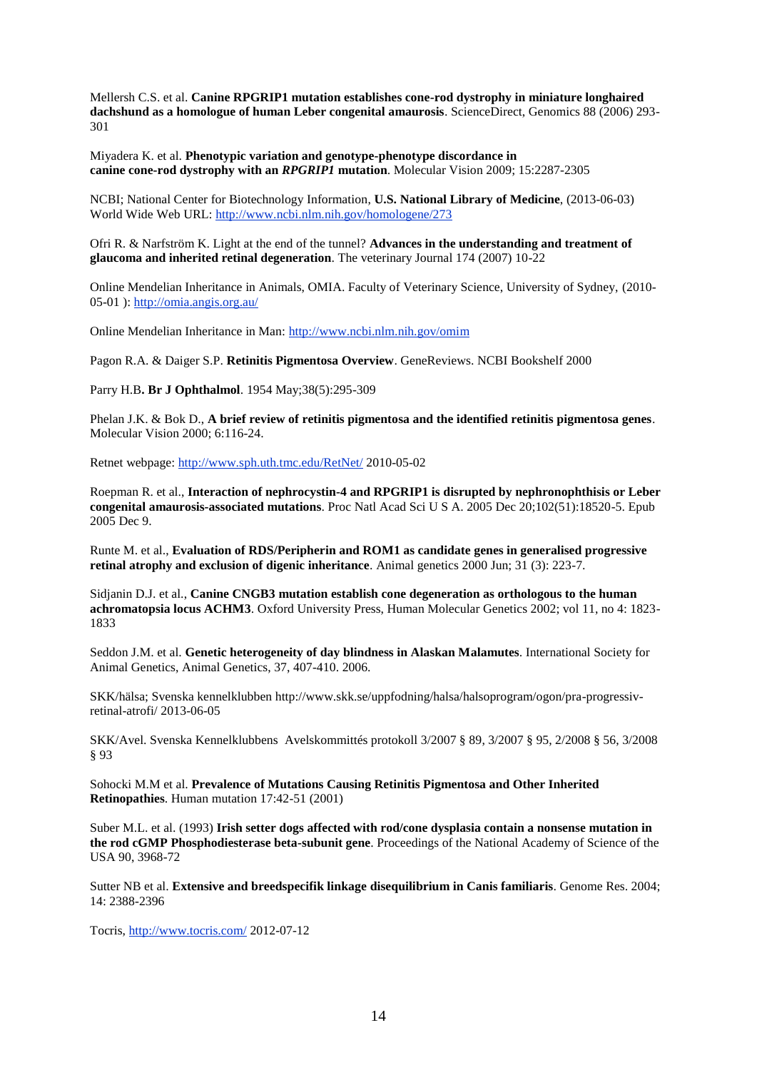Mellersh C.S. et al. **Canine RPGRIP1 mutation establishes cone-rod dystrophy in miniature longhaired dachshund as a homologue of human Leber congenital amaurosis**. ScienceDirect, Genomics 88 (2006) 293-301

Miyadera K. et al. **Phenotypic variation and genotype-phenotype discordance in canine cone-rod dystrophy with an *RPGRIP1* mutation**. Molecular Vision 2009; 15:2287-2305

NCBI; National Center for Biotechnology Information, **U.S. National Library of Medicine**, (2013-06-03) World Wide Web URL: http://www.ncbi.nlm.nih.gov/homologene/273

Ofri R. & Narfström K. Light at the end of the tunnel? **Advances in the understanding and treatment of glaucoma and inherited retinal degeneration**. The veterinary Journal 174 (2007) 10-22

Online Mendelian Inheritance in Animals, OMIA. Faculty of Veterinary Science, University of Sydney, (2010-05-01 ): http://omia.angis.org.au/

Online Mendelian Inheritance in Man: http://www.ncbi.nlm.nih.gov/omim

Pagon R.A. & Daiger S.P. **Retinitis Pigmentosa Overview**. GeneReviews. NCBI Bookshelf 2000

Parry H.B**. Br J Ophthalmol**. 1954 May;38(5):295-309

Phelan J.K. & Bok D., **A brief review of retinitis pigmentosa and the identified retinitis pigmentosa genes**. Molecular Vision 2000; 6:116-24.

Retnet webpage: http://www.sph.uth.tmc.edu/RetNet/ 2010-05-02

Roepman R. et al., **Interaction of nephrocystin-4 and RPGRIP1 is disrupted by nephronophthisis or Leber congenital amaurosis-associated mutations**. Proc Natl Acad Sci U S A. 2005 Dec 20;102(51):18520-5. Epub 2005 Dec 9.

Runte M. et al., **Evaluation of RDS/Peripherin and ROM1 as candidate genes in generalised progressive retinal atrophy and exclusion of digenic inheritance**. Animal genetics 2000 Jun; 31 (3): 223-7.

Sidjanin D.J. et al., **Canine CNGB3 mutation establish cone degeneration as orthologous to the human achromatopsia locus ACHM3**. Oxford University Press, Human Molecular Genetics 2002; vol 11, no 4: 1823-1833

Seddon J.M. et al. **Genetic heterogeneity of day blindness in Alaskan Malamutes**. International Society for Animal Genetics, Animal Genetics, 37, 407-410. 2006.

SKK/hälsa; Svenska kennelklubben http://www.skk.se/uppfodning/halsa/halsoprogram/ogon/pra-progressiv-retinal-atrofi/ 2013-06-05

SKK/Avel. Svenska Kennelklubbens Avelskommittés protokoll 3/2007 § 89, 3/2007 § 95, 2/2008 § 56, 3/2008 § 93

Sohocki M.M et al. **Prevalence of Mutations Causing Retinitis Pigmentosa and Other Inherited Retinopathies**. Human mutation 17:42-51 (2001)

Suber M.L. et al. (1993) **Irish setter dogs affected with rod/cone dysplasia contain a nonsense mutation in the rod cGMP Phosphodiesterase beta-subunit gene**. Proceedings of the National Academy of Science of the USA 90, 3968-72

Sutter NB et al. **Extensive and breedspecifik linkage disequilibrium in Canis familiaris**. Genome Res. 2004; 14: 2388-2396

Tocris, http://www.tocris.com/ 2012-07-12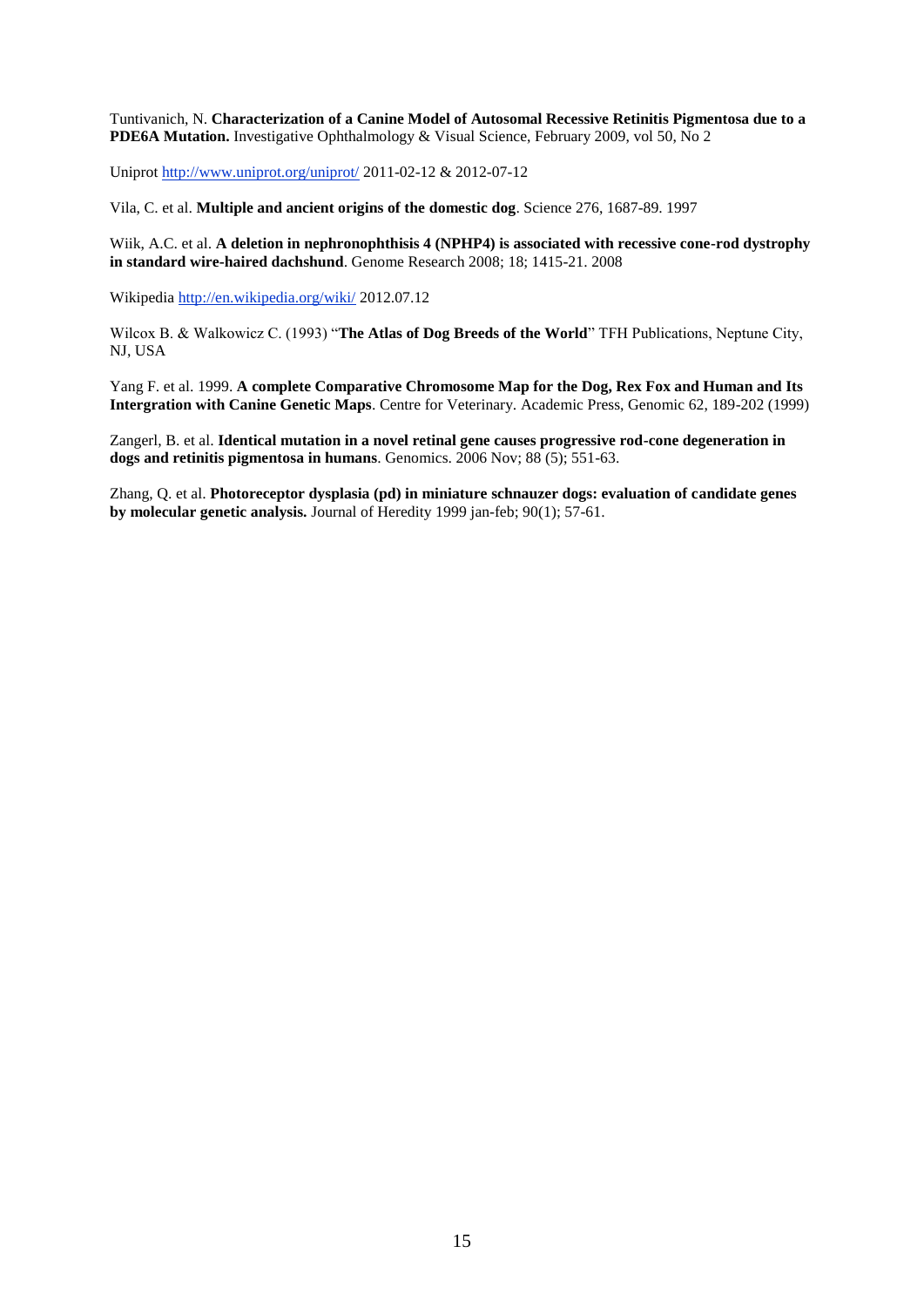Tuntivanich, N. **Characterization of a Canine Model of Autosomal Recessive Retinitis Pigmentosa due to a PDE6A Mutation.** Investigative Ophthalmology & Visual Science, February 2009, vol 50, No 2

Uniprot http://www.uniprot.org/uniprot/ 2011-02-12 & 2012-07-12

Vila, C. et al. **Multiple and ancient origins of the domestic dog**. Science 276, 1687-89. 1997

Wiik, A.C. et al. **A deletion in nephronophthisis 4 (NPHP4) is associated with recessive cone-rod dystrophy in standard wire-haired dachshund**. Genome Research 2008; 18; 1415-21. 2008

Wikipedia http://en.wikipedia.org/wiki/ 2012.07.12

Wilcox B. & Walkowicz C. (1993) "**The Atlas of Dog Breeds of the World**" TFH Publications, Neptune City, NJ, USA

Yang F. et al. 1999. **A complete Comparative Chromosome Map for the Dog, Rex Fox and Human and Its Intergration with Canine Genetic Maps**. Centre for Veterinary. Academic Press, Genomic 62, 189-202 (1999)

Zangerl, B. et al. **Identical mutation in a novel retinal gene causes progressive rod-cone degeneration in dogs and retinitis pigmentosa in humans**. Genomics. 2006 Nov; 88 (5); 551-63.

Zhang, Q. et al. **Photoreceptor dysplasia (pd) in miniature schnauzer dogs: evaluation of candidate genes by molecular genetic analysis.** Journal of Heredity 1999 jan-feb; 90(1); 57-61.